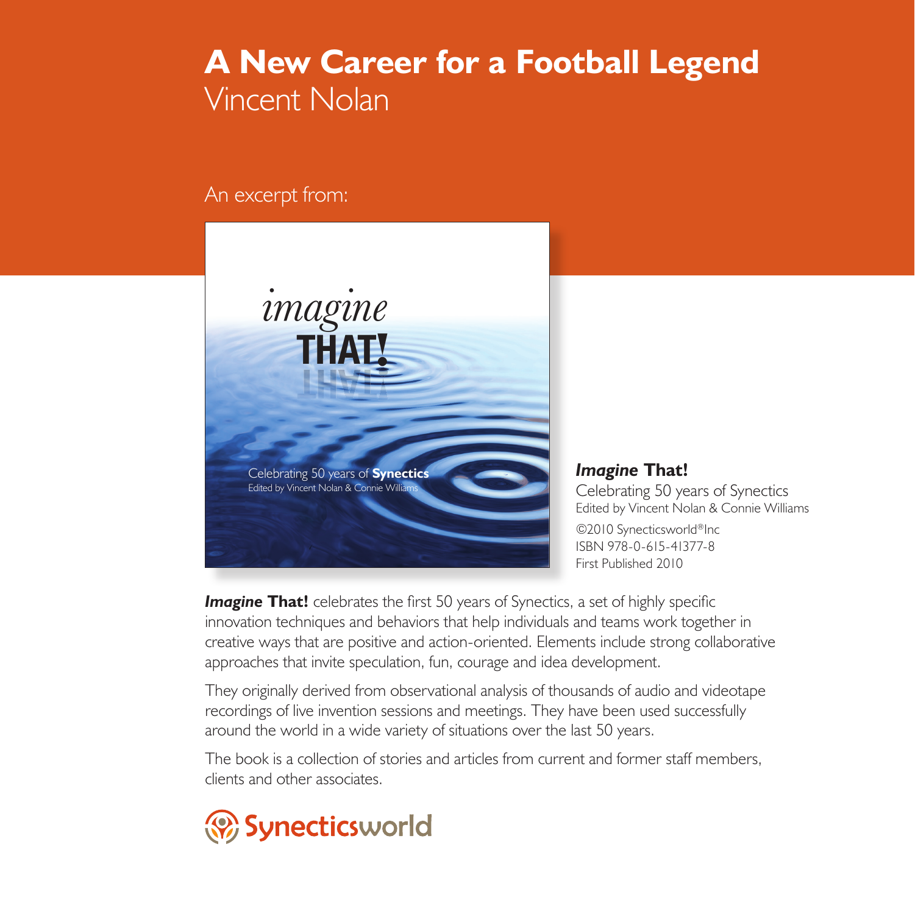# A New Career for a Football Legend

Vincent Nolan

An excerpt from:

***Imagine* That!**
Celebrating 50 years of Synectics
Edited by Vincent Nolan & Connie Williams
©2010 Synecticsworld®Inc
ISBN 978-0-615-41377-8
First Published 2010

***Imagine* That!** celebrates the first 50 years of Synectics, a set of highly specific innovation techniques and behaviors that help individuals and teams work together in creative ways that are positive and action-oriented. Elements include strong collaborative approaches that invite speculation, fun, courage and idea development.

They originally derived from observational analysis of thousands of audio and videotape recordings of live invention sessions and meetings. They have been used successfully around the world in a wide variety of situations over the last 50 years.

The book is a collection of stories and articles from current and former staff members, clients and other associates.

Synecticsworld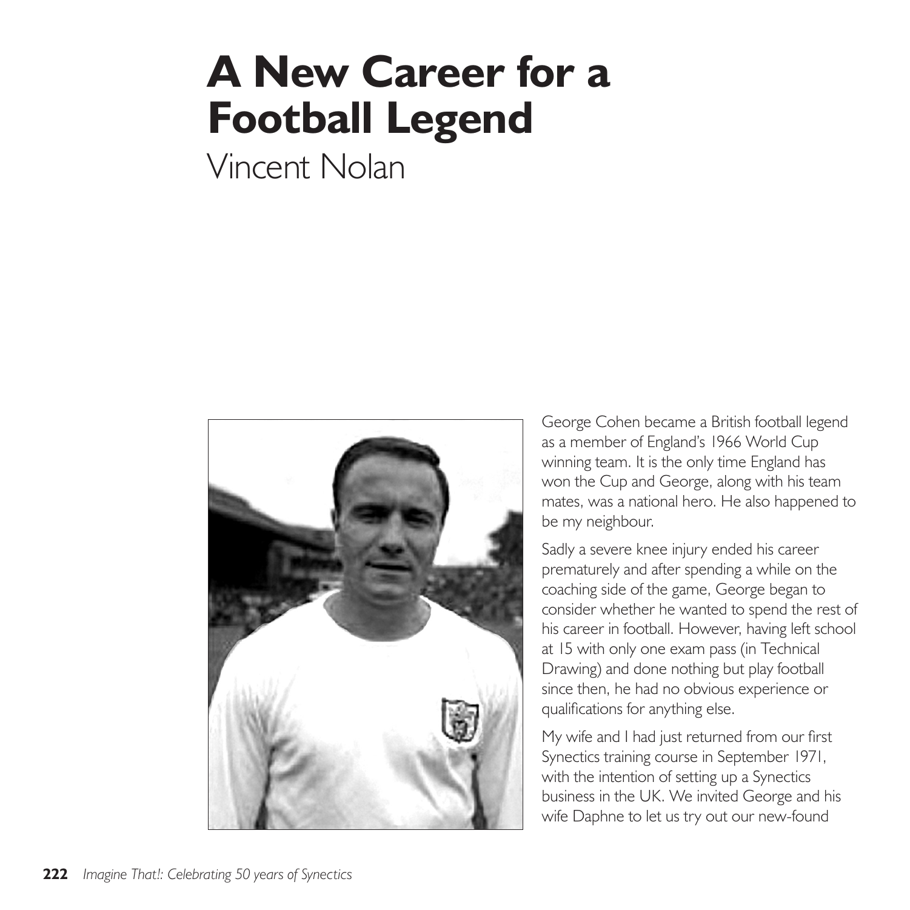# A New Career for a Football Legend

Vincent Nolan

George Cohen became a British football legend as a member of England's 1966 World Cup winning team. It is the only time England has won the Cup and George, along with his team mates, was a national hero. He also happened to be my neighbour.

Sadly a severe knee injury ended his career prematurely and after spending a while on the coaching side of the game, George began to consider whether he wanted to spend the rest of his career in football. However, having left school at 15 with only one exam pass (in Technical Drawing) and done nothing but play football since then, he had no obvious experience or qualifications for anything else.

My wife and I had just returned from our first Synectics training course in September 1971, with the intention of setting up a Synectics business in the UK. We invited George and his wife Daphne to let us try out our new-found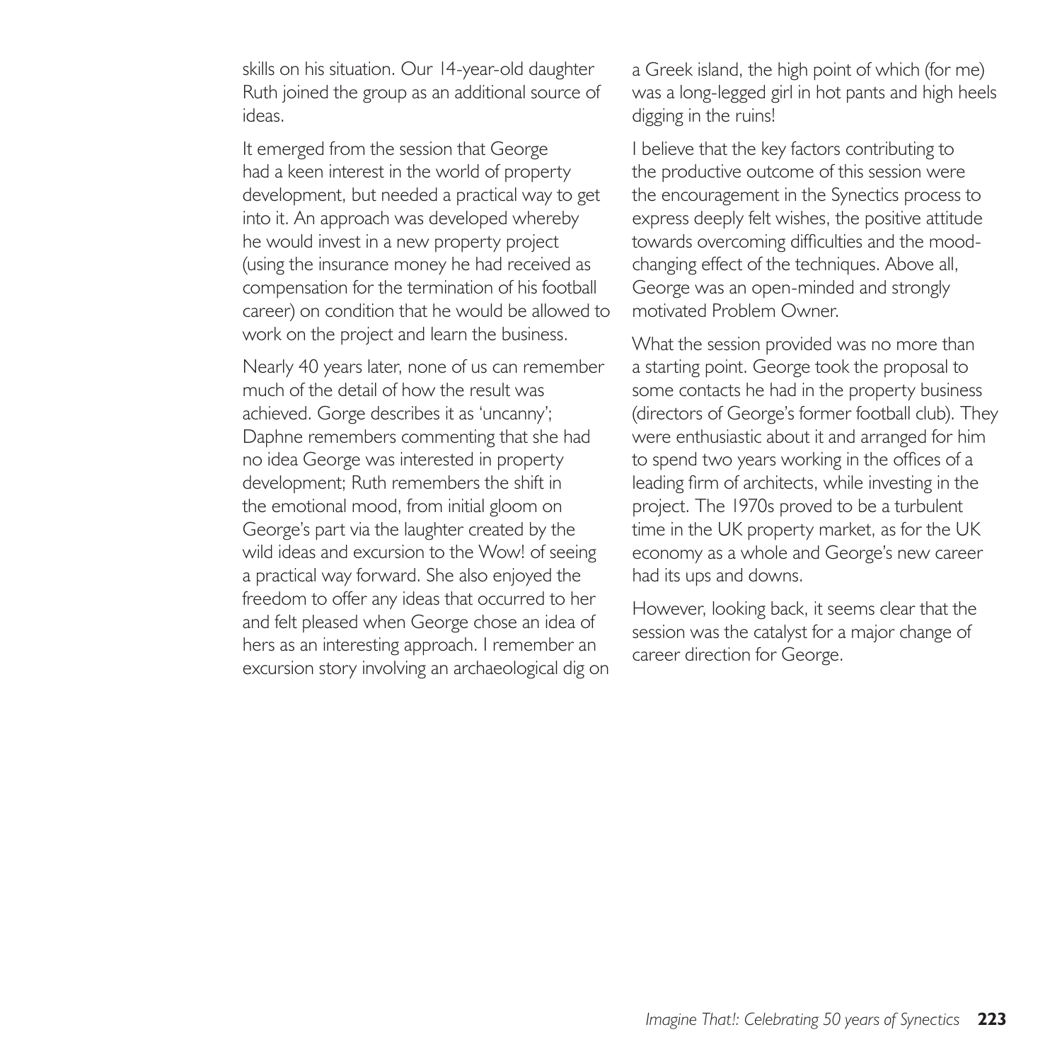skills on his situation. Our 14-year-old daughter Ruth joined the group as an additional source of ideas.

It emerged from the session that George had a keen interest in the world of property development, but needed a practical way to get into it. An approach was developed whereby he would invest in a new property project (using the insurance money he had received as compensation for the termination of his football career) on condition that he would be allowed to work on the project and learn the business.

Nearly 40 years later, none of us can remember much of the detail of how the result was achieved. Gorge describes it as 'uncanny'; Daphne remembers commenting that she had no idea George was interested in property development; Ruth remembers the shift in the emotional mood, from initial gloom on George's part via the laughter created by the wild ideas and excursion to the Wow! of seeing a practical way forward. She also enjoyed the freedom to offer any ideas that occurred to her and felt pleased when George chose an idea of hers as an interesting approach. I remember an excursion story involving an archaeological dig on a Greek island, the high point of which (for me) was a long-legged girl in hot pants and high heels digging in the ruins!

I believe that the key factors contributing to the productive outcome of this session were the encouragement in the Synectics process to express deeply felt wishes, the positive attitude towards overcoming difficulties and the mood-changing effect of the techniques. Above all, George was an open-minded and strongly motivated Problem Owner.

What the session provided was no more than a starting point. George took the proposal to some contacts he had in the property business (directors of George's former football club). They were enthusiastic about it and arranged for him to spend two years working in the offices of a leading firm of architects, while investing in the project. The 1970s proved to be a turbulent time in the UK property market, as for the UK economy as a whole and George's new career had its ups and downs.

However, looking back, it seems clear that the session was the catalyst for a major change of career direction for George.